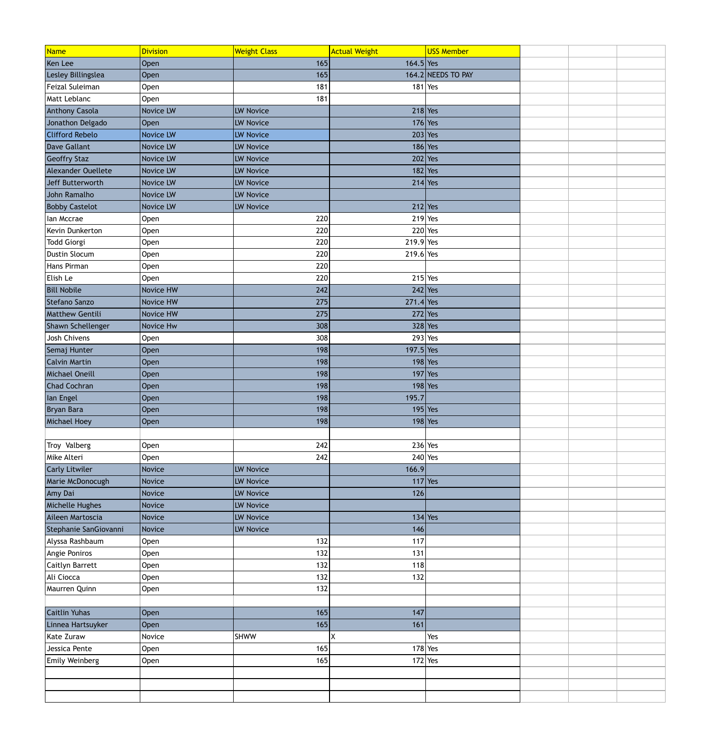| Name | Division | Weight Class | Actual Weight | USS Member |
|---|---|---|---|---|
| Ken Lee | Open | 165 | 164.5 | Yes |
| Lesley Billingslea | Open | 165 | 164.2 | NEEDS TO PAY |
| Feizal Suleiman | Open | 181 | 181 | Yes |
| Matt Leblanc | Open | 181 | | |
| Anthony Casola | Novice LW | LW Novice | 218 | Yes |
| Jonathon Delgado | Open | LW Novice | 176 | Yes |
| Clifford Rebelo | Novice LW | LW Novice | 203 | Yes |
| Dave Gallant | Novice LW | LW Novice | 186 | Yes |
| Geoffry Staz | Novice LW | LW Novice | 202 | Yes |
| Alexander Ouellete | Novice LW | LW Novice | 182 | Yes |
| Jeff Butterworth | Novice LW | LW Novice | 214 | Yes |
| John Ramalho | Novice LW | LW Novice | | |
| Bobby Castelot | Novice LW | LW Novice | 212 | Yes |
| Ian Mccrae | Open | 220 | 219 | Yes |
| Kevin Dunkerton | Open | 220 | 220 | Yes |
| Todd Giorgi | Open | 220 | 219.9 | Yes |
| Dustin Slocum | Open | 220 | 219.6 | Yes |
| Hans Pirman | Open | 220 | | |
| Elish Le | Open | 220 | 215 | Yes |
| Bill Nobile | Novice HW | 242 | 242 | Yes |
| Stefano Sanzo | Novice HW | 275 | 271.4 | Yes |
| Matthew Gentili | Novice HW | 275 | 272 | Yes |
| Shawn Schellenger | Novice Hw | 308 | 328 | Yes |
| Josh Chivens | Open | 308 | 293 | Yes |
| Semaj Hunter | Open | 198 | 197.5 | Yes |
| Calvin Martin | Open | 198 | 198 | Yes |
| Michael Oneill | Open | 198 | 197 | Yes |
| Chad Cochran | Open | 198 | 198 | Yes |
| Ian Engel | Open | 198 | 195.7 | |
| Bryan Bara | Open | 198 | 195 | Yes |
| Michael Hoey | Open | 198 | 198 | Yes |
| | | | | |
| Troy  Valberg | Open | 242 | 236 | Yes |
| Mike Alteri | Open | 242 | 240 | Yes |
| Carly Litwiler | Novice | LW Novice | 166.9 | |
| Marie McDonocugh | Novice | LW Novice | 117 | Yes |
| Amy Dai | Novice | LW Novice | 126 | |
| Michelle Hughes | Novice | LW Novice | | |
| Aileen Martoscia | Novice | LW Novice | 134 | Yes |
| Stephanie SanGiovanni | Novice | LW Novice | 146 | |
| Alyssa Rashbaum | Open | 132 | 117 | |
| Angie Poniros | Open | 132 | 131 | |
| Caitlyn Barrett | Open | 132 | 118 | |
| Ali Ciocca | Open | 132 | 132 | |
| Maurren Quinn | Open | 132 | | |
| | | | | |
| Caitlin Yuhas | Open | 165 | 147 | |
| Linnea Hartsuyker | Open | 165 | 161 | |
| Kate Zuraw | Novice | SHWW | X | Yes |
| Jessica Pente | Open | 165 | 178 | Yes |
| Emily Weinberg | Open | 165 | 172 | Yes |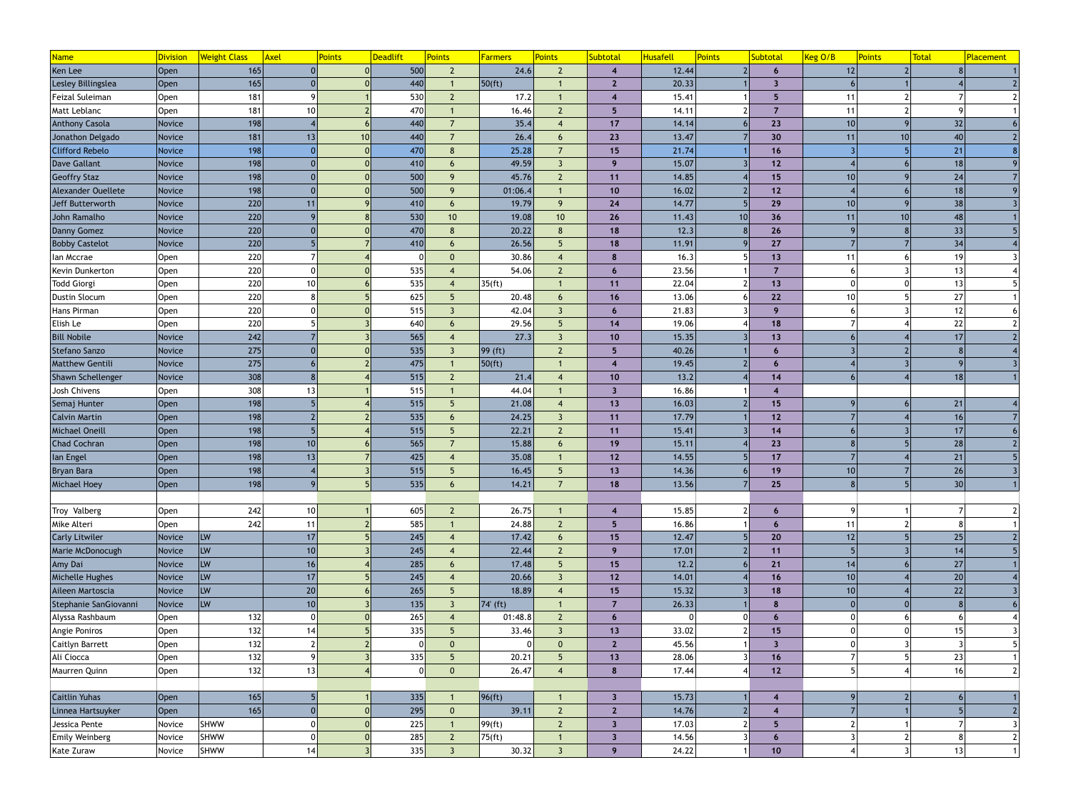| Name | Division | Weight Class | Axel | Points | Deadlift | Points | Farmers | Points | Subtotal | Husafell | Points | Subtotal | Keg O/B | Points | Total | Placement |
|---|---|---|---|---|---|---|---|---|---|---|---|---|---|---|---|---|
| Ken Lee | Open | 165 | 0 | 0 | 500 | 2 | 24.6 | 2 | 4 | 12.44 | 2 | 6 | 12 | 2 | 8 | 1 |
| Lesley Billingslea | Open | 165 | 0 | 0 | 440 | 1 | 50(ft) | 1 | 2 | 20.33 | 1 | 3 | 6 | 1 | 4 | 2 |
| Feizal Suleiman | Open | 181 | 9 | 1 | 530 | 2 | 17.2 | 1 | 4 | 15.41 | 1 | 5 | 11 | 2 | 7 | 2 |
| Matt Leblanc | Open | 181 | 10 | 2 | 470 | 1 | 16.46 | 2 | 5 | 14.11 | 2 | 7 | 11 | 2 | 9 | 1 |
| Anthony Casola | Novice | 198 | 4 | 6 | 440 | 7 | 35.4 | 4 | 17 | 14.14 | 6 | 23 | 10 | 9 | 32 | 6 |
| Jonathon Delgado | Novice | 181 | 13 | 10 | 440 | 7 | 26.4 | 6 | 23 | 13.47 | 7 | 30 | 11 | 10 | 40 | 2 |
| Clifford Rebelo | Novice | 198 | 0 | 0 | 470 | 8 | 25.28 | 7 | 15 | 21.74 | 1 | 16 | 3 | 5 | 21 | 8 |
| Dave Gallant | Novice | 198 | 0 | 0 | 410 | 6 | 49.59 | 3 | 9 | 15.07 | 3 | 12 | 4 | 6 | 18 | 9 |
| Geoffry Staz | Novice | 198 | 0 | 0 | 500 | 9 | 45.76 | 2 | 11 | 14.85 | 4 | 15 | 10 | 9 | 24 | 7 |
| Alexander Ouellete | Novice | 198 | 0 | 0 | 500 | 9 | 01:06.4 | 1 | 10 | 16.02 | 2 | 12 | 4 | 6 | 18 | 9 |
| Jeff Butterworth | Novice | 220 | 11 | 9 | 410 | 6 | 19.79 | 9 | 24 | 14.77 | 5 | 29 | 10 | 9 | 38 | 3 |
| John Ramalho | Novice | 220 | 9 | 8 | 530 | 10 | 19.08 | 10 | 26 | 11.43 | 10 | 36 | 11 | 10 | 48 | 1 |
| Danny Gomez | Novice | 220 | 0 | 0 | 470 | 8 | 20.22 | 8 | 18 | 12.3 | 8 | 26 | 9 | 8 | 33 | 5 |
| Bobby Castelot | Novice | 220 | 5 | 7 | 410 | 6 | 26.56 | 5 | 18 | 11.91 | 9 | 27 | 7 | 7 | 34 | 4 |
| Ian Mccrae | Open | 220 | 7 | 4 | 0 | 0 | 30.86 | 4 | 8 | 16.3 | 5 | 13 | 11 | 6 | 19 | 3 |
| Kevin Dunkerton | Open | 220 | 0 | 0 | 535 | 4 | 54.06 | 2 | 6 | 23.56 | 1 | 7 | 6 | 3 | 13 | 4 |
| Todd Giorgi | Open | 220 | 10 | 6 | 535 | 4 | 35(ft) | 1 | 11 | 22.04 | 2 | 13 | 0 | 0 | 13 | 5 |
| Dustin Slocum | Open | 220 | 8 | 5 | 625 | 5 | 20.48 | 6 | 16 | 13.06 | 6 | 22 | 10 | 5 | 27 | 1 |
| Hans Pirman | Open | 220 | 0 | 0 | 515 | 3 | 42.04 | 3 | 6 | 21.83 | 3 | 9 | 6 | 3 | 12 | 6 |
| Elish Le | Open | 220 | 5 | 3 | 640 | 6 | 29.56 | 5 | 14 | 19.06 | 4 | 18 | 7 | 4 | 22 | 2 |
| Bill Nobile | Novice | 242 | 7 | 3 | 565 | 4 | 27.3 | 3 | 10 | 15.35 | 3 | 13 | 6 | 4 | 17 | 2 |
| Stefano Sanzo | Novice | 275 | 0 | 0 | 535 | 3 | 99 (ft) | 2 | 5 | 40.26 | 1 | 6 | 3 | 2 | 8 | 4 |
| Matthew Gentili | Novice | 275 | 6 | 2 | 475 | 1 | 50(ft) | 1 | 4 | 19.45 | 2 | 6 | 4 | 3 | 9 | 3 |
| Shawn Schellenger | Novice | 308 | 8 | 4 | 515 | 2 | 21.4 | 4 | 10 | 13.2 | 4 | 14 | 6 | 4 | 18 | 1 |
| Josh Chivens | Open | 308 | 13 | 1 | 515 | 1 | 44.04 | 1 | 3 | 16.86 | 1 | 4 | | | | |
| Semaj Hunter | Open | 198 | 5 | 4 | 515 | 5 | 21.08 | 4 | 13 | 16.03 | 2 | 15 | 9 | 6 | 21 | 4 |
| Calvin Martin | Open | 198 | 2 | 2 | 535 | 6 | 24.25 | 3 | 11 | 17.79 | 1 | 12 | 7 | 4 | 16 | 7 |
| Michael Oneill | Open | 198 | 5 | 4 | 515 | 5 | 22.21 | 2 | 11 | 15.41 | 3 | 14 | 6 | 3 | 17 | 6 |
| Chad Cochran | Open | 198 | 10 | 6 | 565 | 7 | 15.88 | 6 | 19 | 15.11 | 4 | 23 | 8 | 5 | 28 | 2 |
| Ian Engel | Open | 198 | 13 | 7 | 425 | 4 | 35.08 | 1 | 12 | 14.55 | 5 | 17 | 7 | 4 | 21 | 5 |
| Bryan Bara | Open | 198 | 4 | 3 | 515 | 5 | 16.45 | 5 | 13 | 14.36 | 6 | 19 | 10 | 7 | 26 | 3 |
| Michael Hoey | Open | 198 | 9 | 5 | 535 | 6 | 14.21 | 7 | 18 | 13.56 | 7 | 25 | 8 | 5 | 30 | 1 |
| | | | | | | | | | | | | | | | | |
| Troy Valberg | Open | 242 | 10 | 1 | 605 | 2 | 26.75 | 1 | 4 | 15.85 | 2 | 6 | 9 | 1 | 7 | 2 |
| Mike Alteri | Open | 242 | 11 | 2 | 585 | 1 | 24.88 | 2 | 5 | 16.86 | 1 | 6 | 11 | 2 | 8 | 1 |
| Carly Litwiler | Novice | LW | 17 | 5 | 245 | 4 | 17.42 | 6 | 15 | 12.47 | 5 | 20 | 12 | 5 | 25 | 2 |
| Marie McDonocugh | Novice | LW | 10 | 3 | 245 | 4 | 22.44 | 2 | 9 | 17.01 | 2 | 11 | 5 | 3 | 14 | 5 |
| Amy Dai | Novice | LW | 16 | 4 | 285 | 6 | 17.48 | 5 | 15 | 12.2 | 6 | 21 | 14 | 6 | 27 | 1 |
| Michelle Hughes | Novice | LW | 17 | 5 | 245 | 4 | 20.66 | 3 | 12 | 14.01 | 4 | 16 | 10 | 4 | 20 | 4 |
| Aileen Martoscia | Novice | LW | 20 | 6 | 265 | 5 | 18.89 | 4 | 15 | 15.32 | 3 | 18 | 10 | 4 | 22 | 3 |
| Stephanie SanGiovanni | Novice | LW | 10 | 3 | 135 | 3 | 74' (ft) | 1 | 7 | 26.33 | 1 | 8 | 0 | 0 | 8 | 6 |
| Alyssa Rashbaum | Open | 132 | 0 | 0 | 265 | 4 | 01:48.8 | 2 | 6 | 0 | 0 | 6 | 0 | 6 | 6 | 4 |
| Angie Poniros | Open | 132 | 14 | 5 | 335 | 5 | 33.46 | 3 | 13 | 33.02 | 2 | 15 | 0 | 0 | 15 | 3 |
| Caitlyn Barrett | Open | 132 | 2 | 2 | 0 | 0 | 0 | 0 | 2 | 45.56 | 1 | 3 | 0 | 3 | 3 | 5 |
| Ali Ciocca | Open | 132 | 9 | 3 | 335 | 5 | 20.21 | 5 | 13 | 28.06 | 3 | 16 | 7 | 5 | 23 | 1 |
| Maurren Quinn | Open | 132 | 13 | 4 | 0 | 0 | 26.47 | 4 | 8 | 17.44 | 4 | 12 | 5 | 4 | 16 | 2 |
| | | | | | | | | | | | | | | | | |
| Caitlin Yuhas | Open | 165 | 5 | 1 | 335 | 1 | 96(ft) | 1 | 3 | 15.73 | 1 | 4 | 9 | 2 | 6 | 1 |
| Linnea Hartsuyker | Open | 165 | 0 | 0 | 295 | 0 | 39.11 | 2 | 2 | 14.76 | 2 | 4 | 7 | 1 | 5 | 2 |
| Jessica Pente | Novice | SHWW | 0 | 0 | 225 | 1 | 99(ft) | 2 | 3 | 17.03 | 2 | 5 | 2 | 1 | 7 | 3 |
| Emily Weinberg | Novice | SHWW | 0 | 0 | 285 | 2 | 75(ft) | 1 | 3 | 14.56 | 3 | 6 | 3 | 2 | 8 | 2 |
| Kate Zuraw | Novice | SHWW | 14 | 3 | 335 | 3 | 30.32 | 3 | 9 | 24.22 | 1 | 10 | 4 | 3 | 13 | 1 |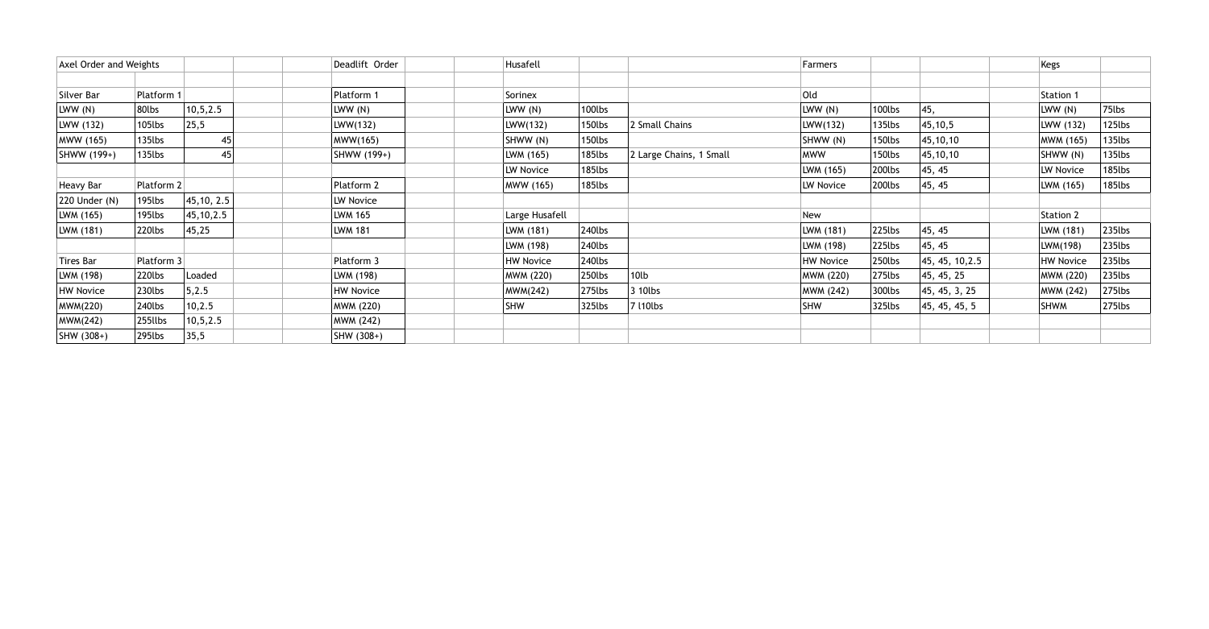| Axel Order and Weights | | | | | Deadlift Order | | | Husafell | | | | Farmers | | | | Kegs | |
|---|---|---|---|---|---|---|---|---|---|---|---|---|---|---|---|---|---|
| | | | | | | | | | | | | | | | | | |
| Silver Bar | Platform 1 | | | | Platform 1 | | | Sorinex | | | | Old | | | | Station 1 | |
| LWW (N) | 80lbs | 10,5,2.5 | | | LWW (N) | | | LWW (N) | 100lbs | | | LWW (N) | 100lbs | 45, | | LWW (N) | 75lbs |
| LWW (132) | 105lbs | 25,5 | | | LWW(132) | | | LWW(132) | 150lbs | 2 Small Chains | | LWW(132) | 135lbs | 45,10,5 | | LWW (132) | 125lbs |
| MWW (165) | 135lbs | 45 | | | MWW(165) | | | SHWW (N) | 150lbs | | | SHWW (N) | 150lbs | 45,10,10 | | MWW (165) | 135lbs |
| SHWW (199+) | 135lbs | 45 | | | SHWW (199+) | | | LWM (165) | 185lbs | 2 Large Chains, 1 Small | | MWW | 150lbs | 45,10,10 | | SHWW (N) | 135lbs |
| | | | | | | | | LW Novice | 185lbs | | | LWM (165) | 200lbs | 45, 45 | | LW Novice | 185lbs |
| Heavy Bar | Platform 2 | | | | Platform 2 | | | MWW (165) | 185lbs | | | LW Novice | 200lbs | 45, 45 | | LWM (165) | 185lbs |
| 220 Under (N) | 195lbs | 45,10, 2.5 | | | LW Novice | | | | | | | | | | | | |
| LWM (165) | 195lbs | 45,10,2.5 | | | LWM 165 | | | Large Husafell | | | | New | | | | Station 2 | |
| LWM (181) | 220lbs | 45,25 | | | LWM 181 | | | LWM (181) | 240lbs | | | LWM (181) | 225lbs | 45, 45 | | LWM (181) | 235lbs |
| | | | | | | | | LWM (198) | 240lbs | | | LWM (198) | 225lbs | 45, 45 | | LWM(198) | 235lbs |
| Tires Bar | Platform 3 | | | | Platform 3 | | | HW Novice | 240lbs | | | HW Novice | 250lbs | 45, 45, 10,2.5 | | HW Novice | 235lbs |
| LWM (198) | 220lbs | Loaded | | | LWM (198) | | | MWM (220) | 250lbs | 10lb | | MWM (220) | 275lbs | 45, 45, 25 | | MWM (220) | 235lbs |
| HW Novice | 230lbs | 5,2.5 | | | HW Novice | | | MWM(242) | 275lbs | 3 10lbs | | MWM (242) | 300lbs | 45, 45, 3, 25 | | MWM (242) | 275lbs |
| MWM(220) | 240lbs | 10,2.5 | | | MWM (220) | | | SHW | 325lbs | 7 l10lbs | | SHW | 325lbs | 45, 45, 45, 5 | | SHWM | 275lbs |
| MWM(242) | 255llbs | 10,5,2.5 | | | MWM (242) | | | | | | | | | | | | |
| SHW (308+) | 295lbs | 35,5 | | | SHW (308+) | | | | | | | | | | | | |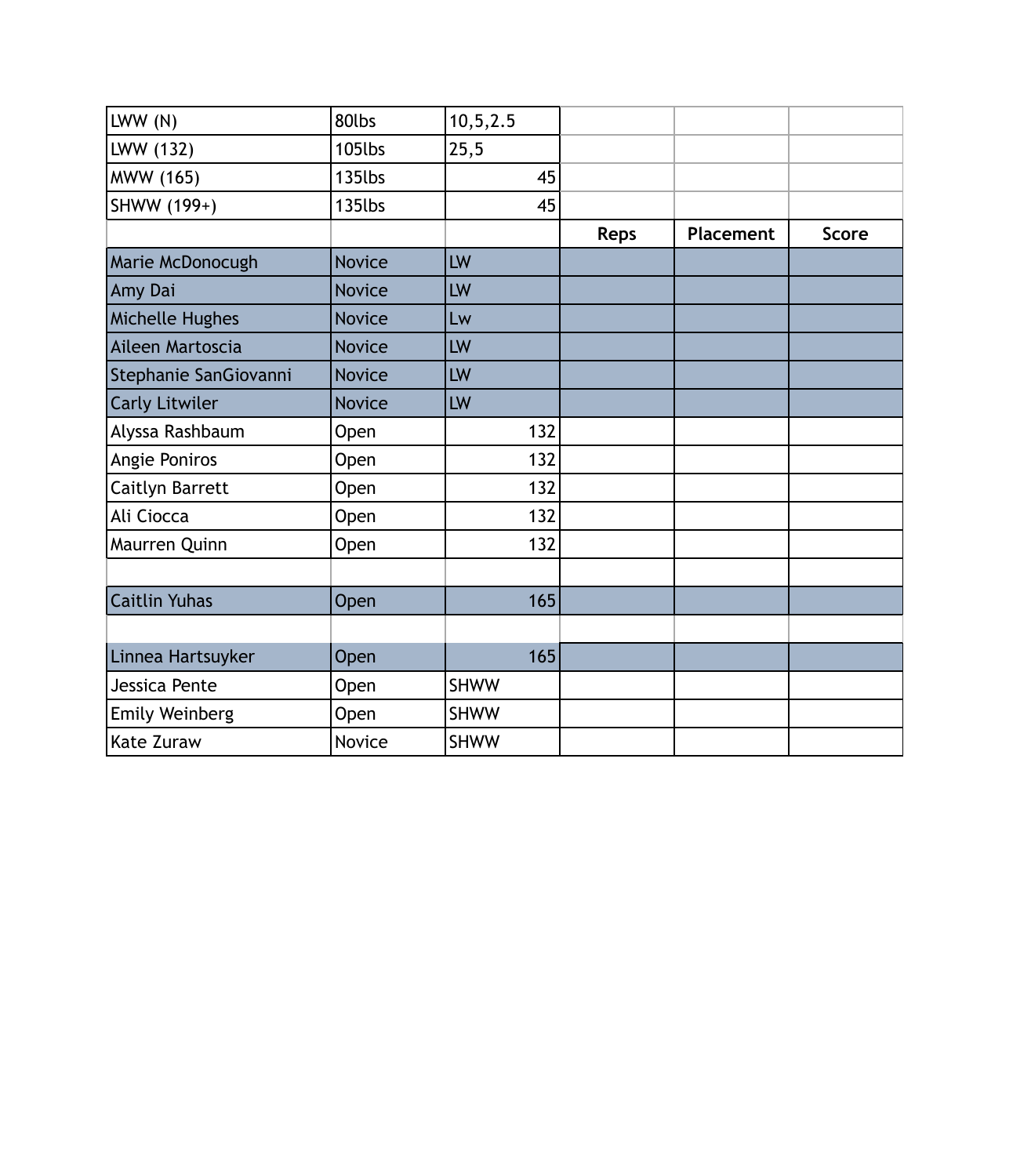| | | | | | |
|---|---|---|---|---|---|
| LWW (N) | 80lbs | 10,5,2.5 | | | |
| LWW (132) | 105lbs | 25,5 | | | |
| MWW (165) | 135lbs | 45 | | | |
| SHWW (199+) | 135lbs | 45 | | | |
| | | | **Reps** | **Placement** | **Score** |
| Marie McDonocugh | Novice | LW | | | |
| Amy Dai | Novice | LW | | | |
| Michelle Hughes | Novice | Lw | | | |
| Aileen Martoscia | Novice | LW | | | |
| Stephanie SanGiovanni | Novice | LW | | | |
| Carly Litwiler | Novice | LW | | | |
| Alyssa Rashbaum | Open | 132 | | | |
| Angie Poniros | Open | 132 | | | |
| Caitlyn Barrett | Open | 132 | | | |
| Ali Ciocca | Open | 132 | | | |
| Maurren Quinn | Open | 132 | | | |
| | | | | | |
| Caitlin Yuhas | Open | 165 | | | |
| | | | | | |
| Linnea Hartsuyker | Open | 165 | | | |
| Jessica Pente | Open | SHWW | | | |
| Emily Weinberg | Open | SHWW | | | |
| Kate Zuraw | Novice | SHWW | | | |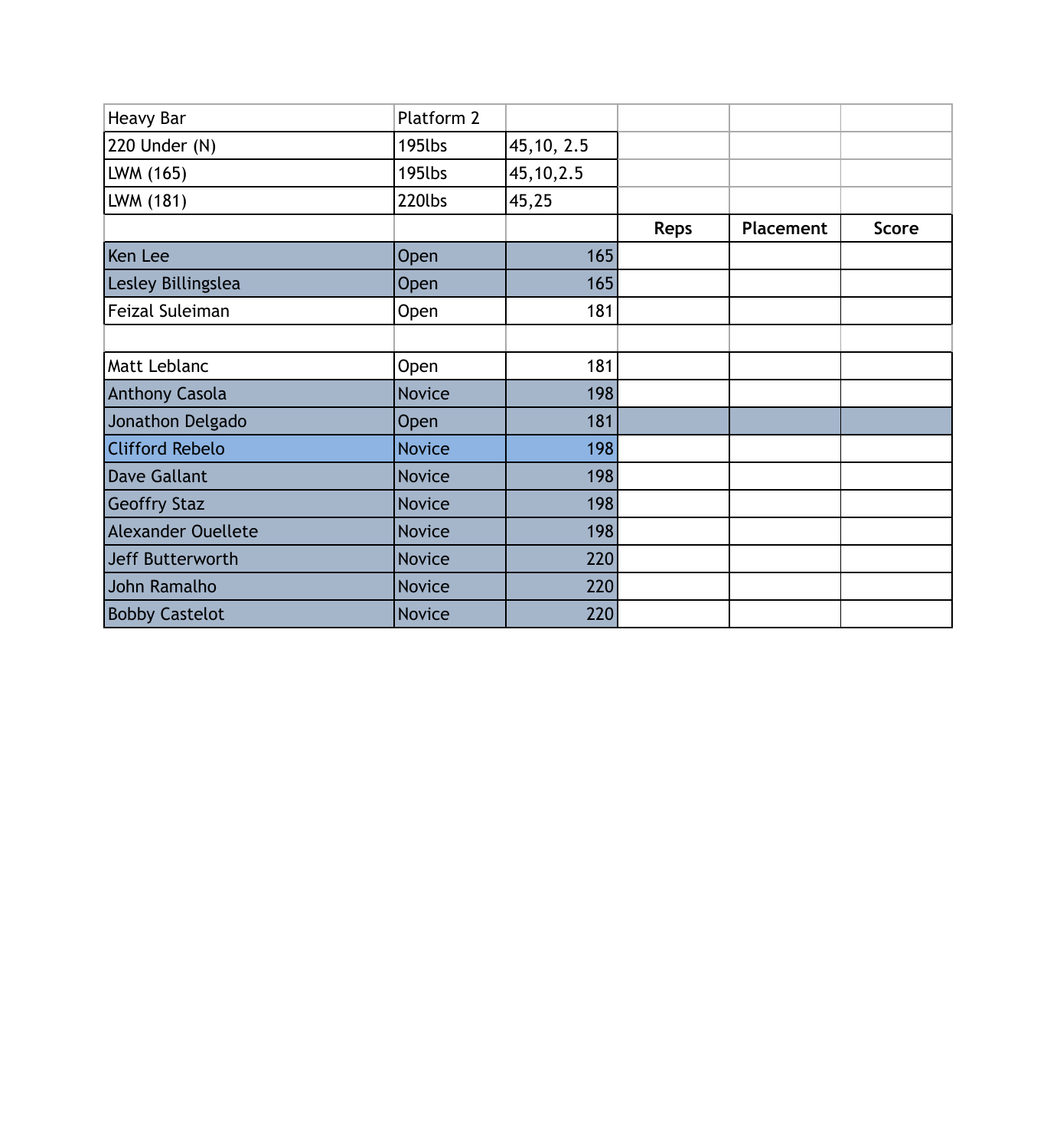| Heavy Bar | Platform 2 | | | | |
|---|---|---|---|---|---|
| 220 Under (N) | 195lbs | 45,10, 2.5 | | | |
| LWM (165) | 195lbs | 45,10,2.5 | | | |
| LWM (181) | 220lbs | 45,25 | | | |
| | | | **Reps** | **Placement** | **Score** |
| Ken Lee | Open | 165 | | | |
| Lesley Billingslea | Open | 165 | | | |
| Feizal Suleiman | Open | 181 | | | |
| | | | | | |
| Matt Leblanc | Open | 181 | | | |
| Anthony Casola | Novice | 198 | | | |
| Jonathon Delgado | Open | 181 | | | |
| Clifford Rebelo | Novice | 198 | | | |
| Dave Gallant | Novice | 198 | | | |
| Geoffry Staz | Novice | 198 | | | |
| Alexander Ouellete | Novice | 198 | | | |
| Jeff Butterworth | Novice | 220 | | | |
| John Ramalho | Novice | 220 | | | |
| Bobby Castelot | Novice | 220 | | | |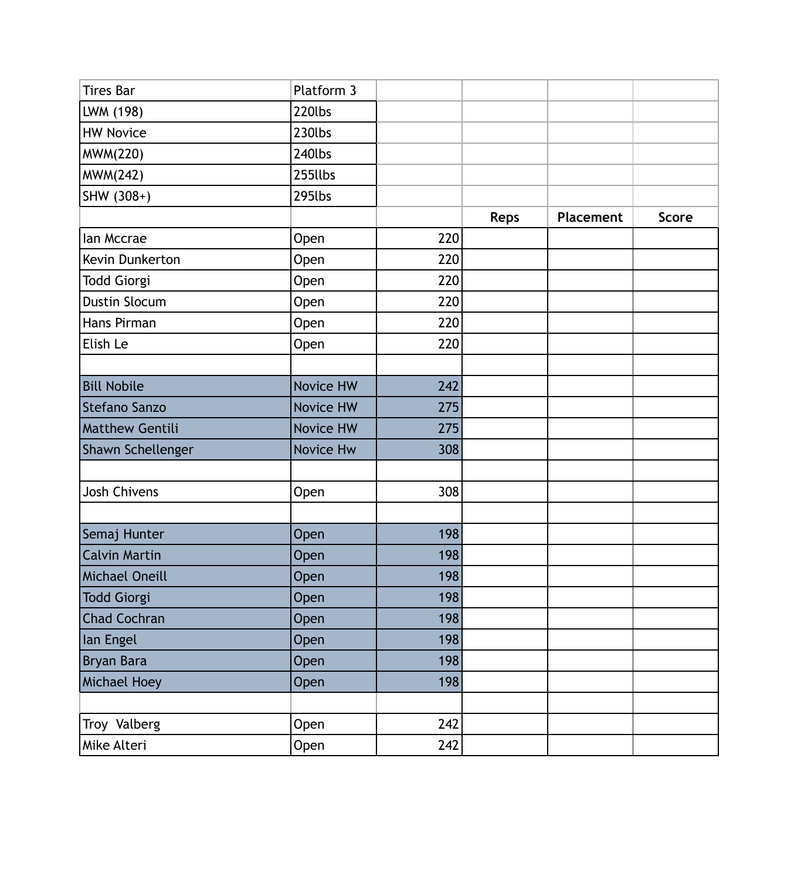| Tires Bar | Platform 3 | | | | |
|---|---|---|---|---|---|
| LWM (198) | 220lbs | | | | |
| HW Novice | 230lbs | | | | |
| MWM(220) | 240lbs | | | | |
| MWM(242) | 255llbs | | | | |
| SHW (308+) | 295lbs | | | | |
| | | | Reps | Placement | Score |
| Ian Mccrae | Open | 220 | | | |
| Kevin Dunkerton | Open | 220 | | | |
| Todd Giorgi | Open | 220 | | | |
| Dustin Slocum | Open | 220 | | | |
| Hans Pirman | Open | 220 | | | |
| Elish Le | Open | 220 | | | |
| | | | | | |
| Bill Nobile | Novice HW | 242 | | | |
| Stefano Sanzo | Novice HW | 275 | | | |
| Matthew Gentili | Novice HW | 275 | | | |
| Shawn Schellenger | Novice Hw | 308 | | | |
| | | | | | |
| Josh Chivens | Open | 308 | | | |
| | | | | | |
| Semaj Hunter | Open | 198 | | | |
| Calvin Martin | Open | 198 | | | |
| Michael Oneill | Open | 198 | | | |
| Todd Giorgi | Open | 198 | | | |
| Chad Cochran | Open | 198 | | | |
| Ian Engel | Open | 198 | | | |
| Bryan Bara | Open | 198 | | | |
| Michael Hoey | Open | 198 | | | |
| | | | | | |
| Troy Valberg | Open | 242 | | | |
| Mike Alteri | Open | 242 | | | |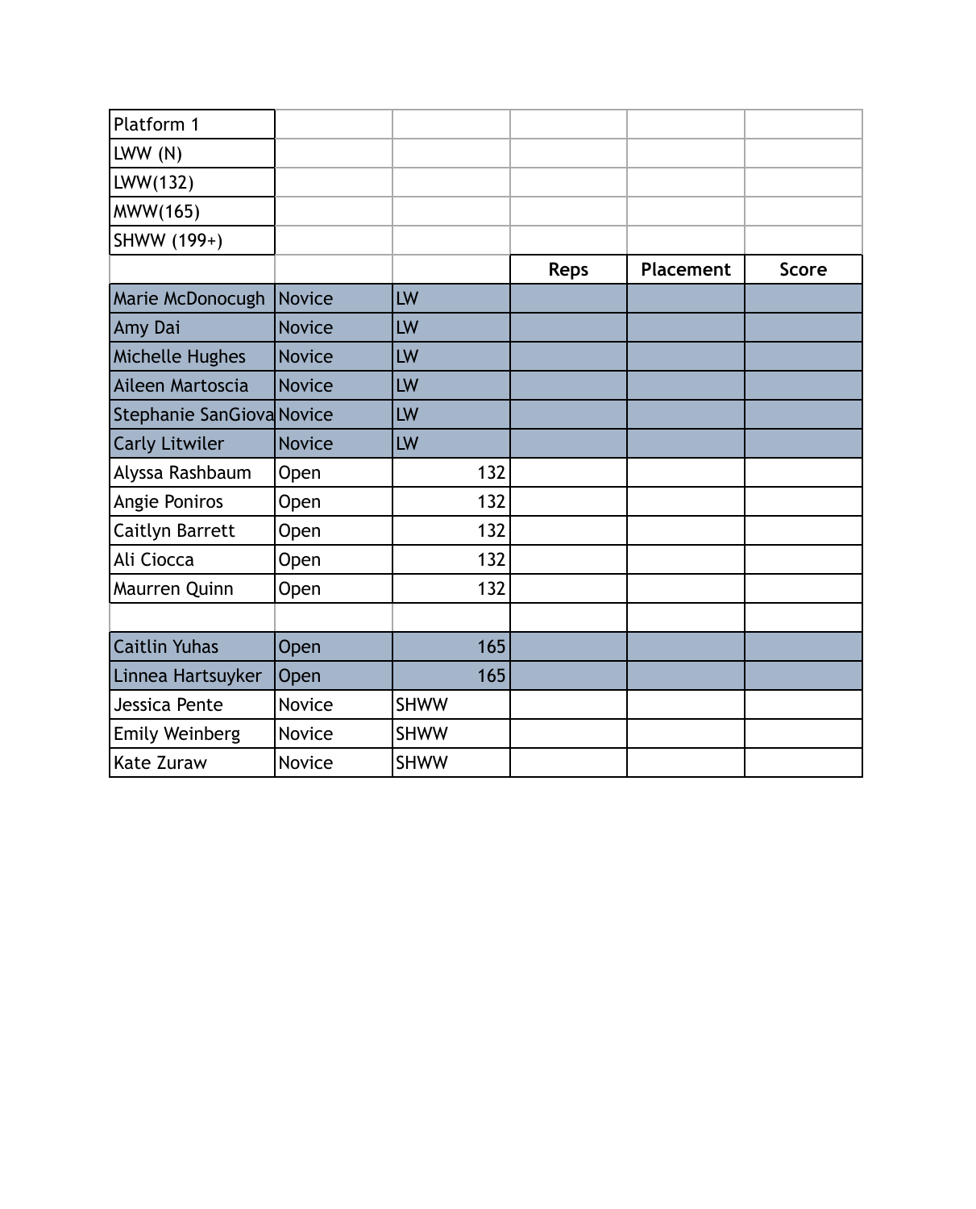| Platform 1 | | | | | |
|---|---|---|---|---|---|
| LWW (N) | | | | | |
| LWW(132) | | | | | |
| MWW(165) | | | | | |
| SHWW (199+) | | | | | |
| | | | **Reps** | **Placement** | **Score** |
| Marie McDonocugh | Novice | LW | | | |
| Amy Dai | Novice | LW | | | |
| Michelle Hughes | Novice | LW | | | |
| Aileen Martoscia | Novice | LW | | | |
| Stephanie SanGiova | Novice | LW | | | |
| Carly Litwiler | Novice | LW | | | |
| Alyssa Rashbaum | Open | 132 | | | |
| Angie Poniros | Open | 132 | | | |
| Caitlyn Barrett | Open | 132 | | | |
| Ali Ciocca | Open | 132 | | | |
| Maurren Quinn | Open | 132 | | | |
| | | | | | |
| Caitlin Yuhas | Open | 165 | | | |
| Linnea Hartsuyker | Open | 165 | | | |
| Jessica Pente | Novice | SHWW | | | |
| Emily Weinberg | Novice | SHWW | | | |
| Kate Zuraw | Novice | SHWW | | | |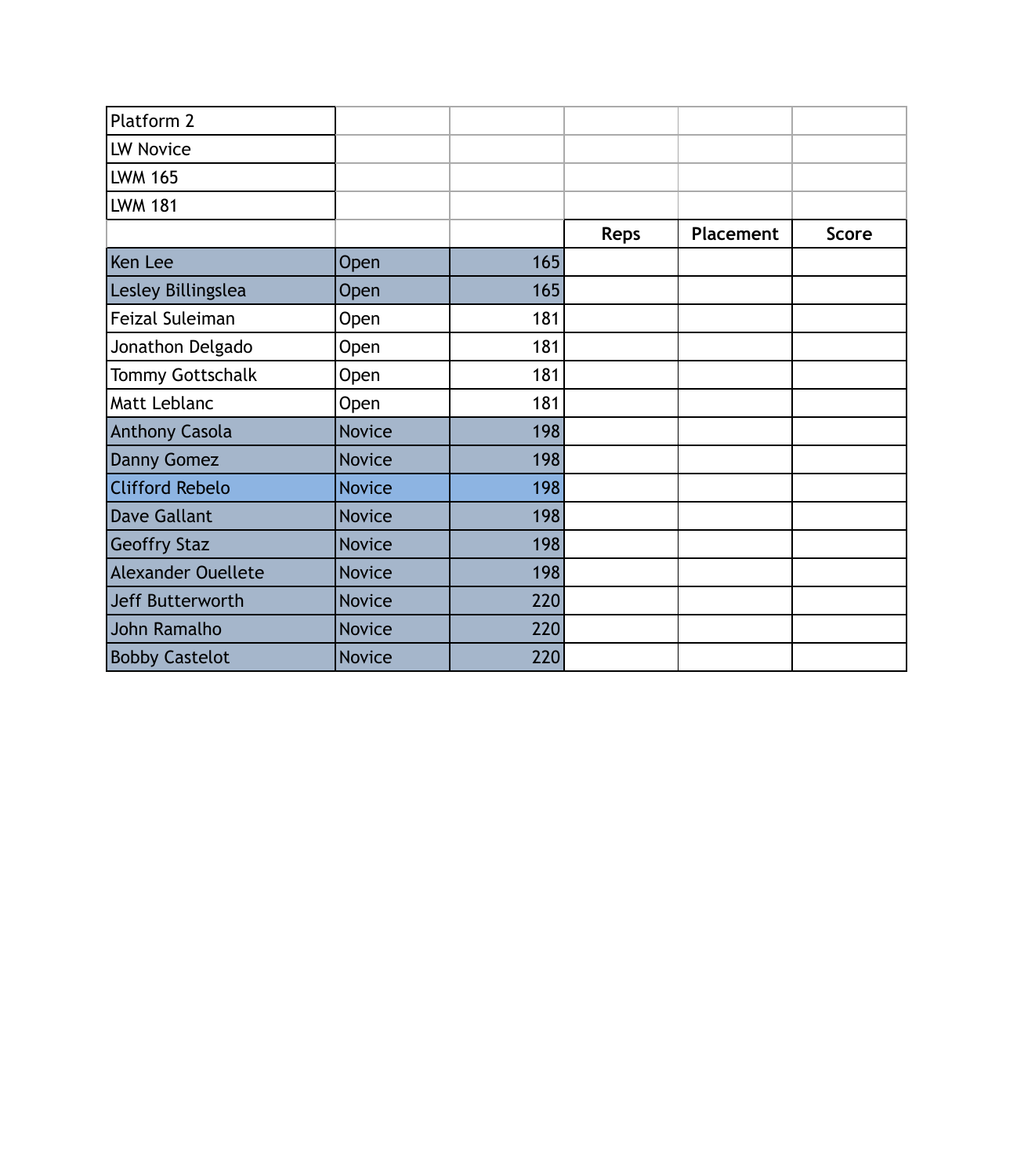| Platform 2 | | | | | |
|---|---|---|---|---|---|
| LW Novice | | | | | |
| LWM 165 | | | | | |
| LWM 181 | | | | | |
| | | | Reps | Placement | Score |
| Ken Lee | Open | 165 | | | |
| Lesley Billingslea | Open | 165 | | | |
| Feizal Suleiman | Open | 181 | | | |
| Jonathon Delgado | Open | 181 | | | |
| Tommy Gottschalk | Open | 181 | | | |
| Matt Leblanc | Open | 181 | | | |
| Anthony Casola | Novice | 198 | | | |
| Danny Gomez | Novice | 198 | | | |
| Clifford Rebelo | Novice | 198 | | | |
| Dave Gallant | Novice | 198 | | | |
| Geoffry Staz | Novice | 198 | | | |
| Alexander Ouellete | Novice | 198 | | | |
| Jeff Butterworth | Novice | 220 | | | |
| John Ramalho | Novice | 220 | | | |
| Bobby Castelot | Novice | 220 | | | |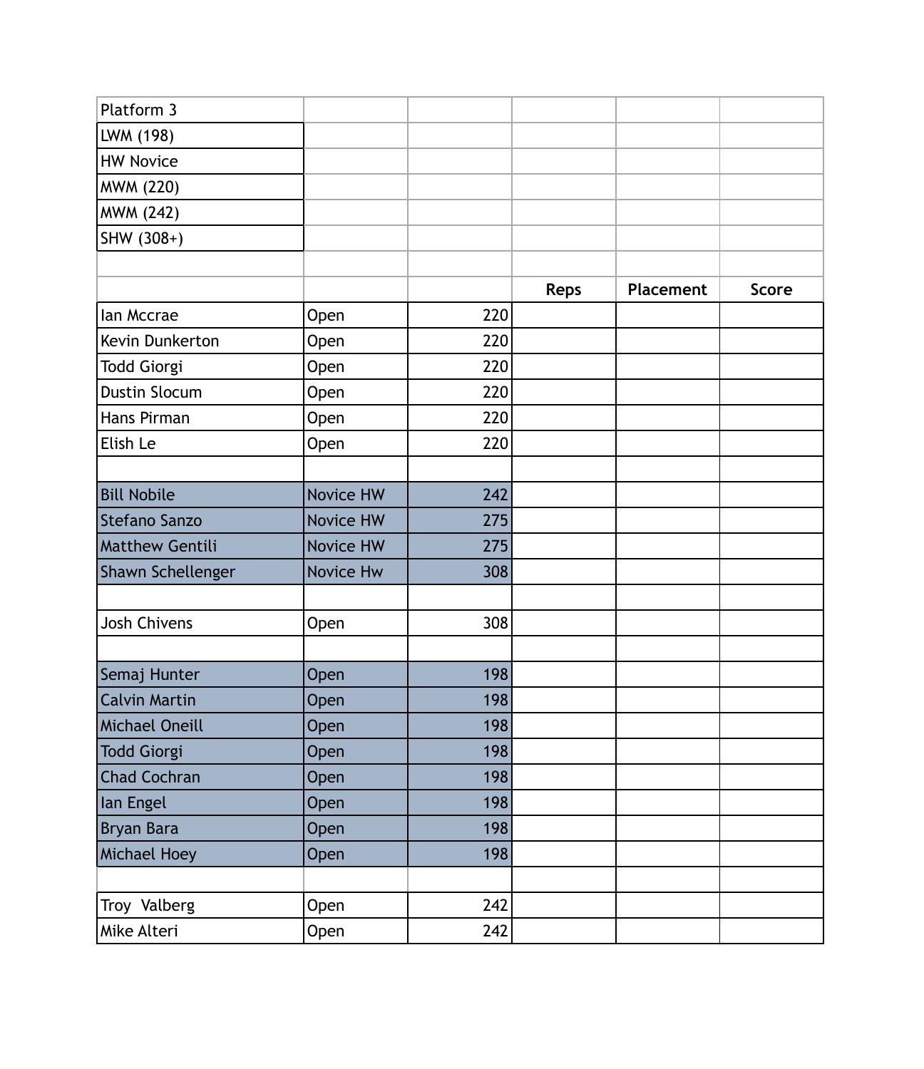| Platform 3 | | | | | |
|---|---|---|---|---|---|
| LWM (198) | | | | | |
| HW Novice | | | | | |
| MWM (220) | | | | | |
| MWM (242) | | | | | |
| SHW (308+) | | | | | |
| | | | | | |
| | | | **Reps** | **Placement** | **Score** |
| Ian Mccrae | Open | 220 | | | |
| Kevin Dunkerton | Open | 220 | | | |
| Todd Giorgi | Open | 220 | | | |
| Dustin Slocum | Open | 220 | | | |
| Hans Pirman | Open | 220 | | | |
| Elish Le | Open | 220 | | | |
| | | | | | |
| Bill Nobile | Novice HW | 242 | | | |
| Stefano Sanzo | Novice HW | 275 | | | |
| Matthew Gentili | Novice HW | 275 | | | |
| Shawn Schellenger | Novice Hw | 308 | | | |
| | | | | | |
| Josh Chivens | Open | 308 | | | |
| | | | | | |
| Semaj Hunter | Open | 198 | | | |
| Calvin Martin | Open | 198 | | | |
| Michael Oneill | Open | 198 | | | |
| Todd Giorgi | Open | 198 | | | |
| Chad Cochran | Open | 198 | | | |
| Ian Engel | Open | 198 | | | |
| Bryan Bara | Open | 198 | | | |
| Michael Hoey | Open | 198 | | | |
| | | | | | |
| Troy Valberg | Open | 242 | | | |
| Mike Alteri | Open | 242 | | | |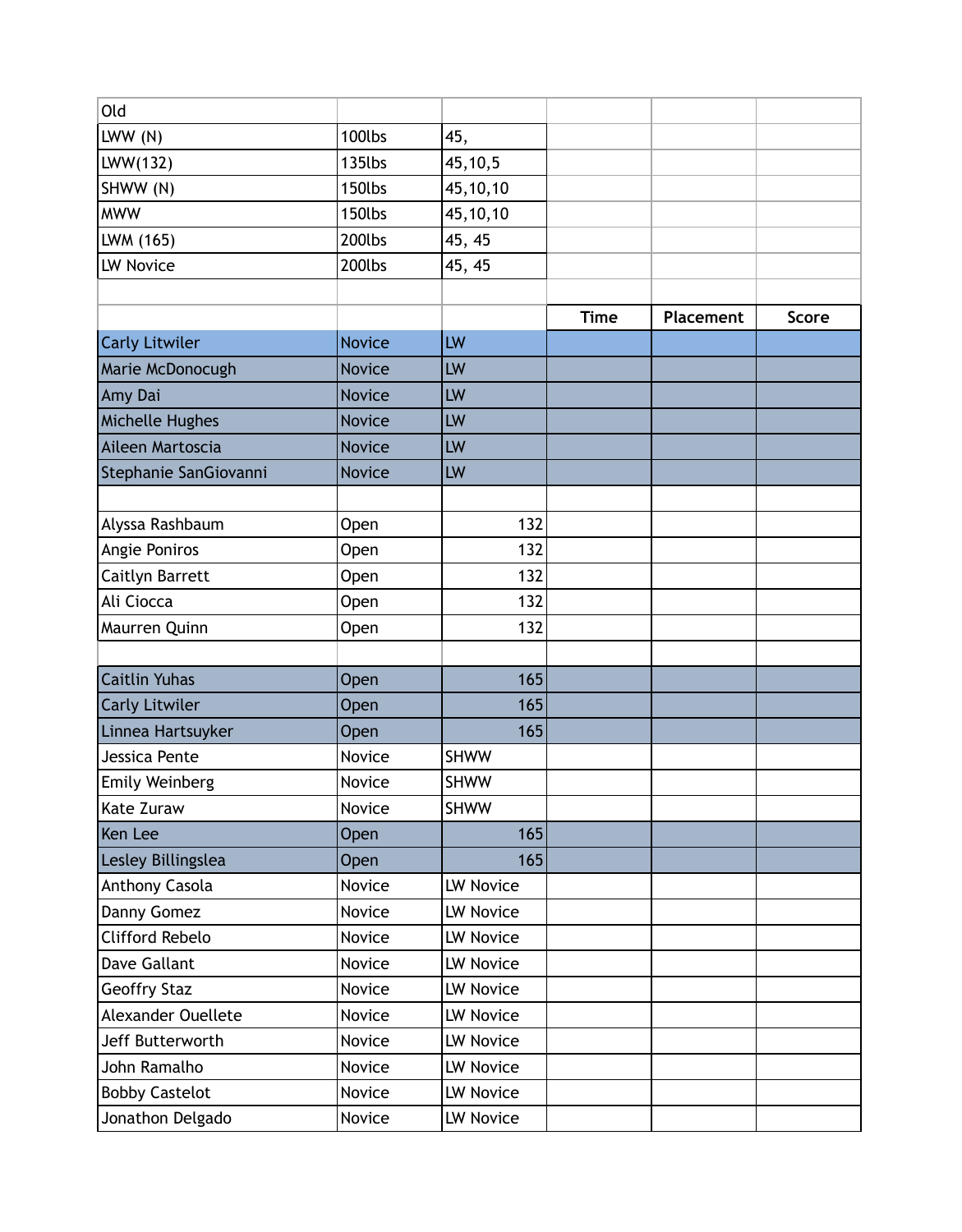| Old | | | | | |
|---|---|---|---|---|---|
| LWW (N) | 100lbs | 45, | | | |
| LWW(132) | 135lbs | 45,10,5 | | | |
| SHWW (N) | 150lbs | 45,10,10 | | | |
| MWW | 150lbs | 45,10,10 | | | |
| LWM (165) | 200lbs | 45, 45 | | | |
| LW Novice | 200lbs | 45, 45 | | | |
| | | | | | |
| | | | Time | Placement | Score |
| Carly Litwiler | Novice | LW | | | |
| Marie McDonocugh | Novice | LW | | | |
| Amy Dai | Novice | LW | | | |
| Michelle Hughes | Novice | LW | | | |
| Aileen Martoscia | Novice | LW | | | |
| Stephanie SanGiovanni | Novice | LW | | | |
| | | | | | |
| Alyssa Rashbaum | Open | 132 | | | |
| Angie Poniros | Open | 132 | | | |
| Caitlyn Barrett | Open | 132 | | | |
| Ali Ciocca | Open | 132 | | | |
| Maurren Quinn | Open | 132 | | | |
| | | | | | |
| Caitlin Yuhas | Open | 165 | | | |
| Carly Litwiler | Open | 165 | | | |
| Linnea Hartsuyker | Open | 165 | | | |
| Jessica Pente | Novice | SHWW | | | |
| Emily Weinberg | Novice | SHWW | | | |
| Kate Zuraw | Novice | SHWW | | | |
| Ken Lee | Open | 165 | | | |
| Lesley Billingslea | Open | 165 | | | |
| Anthony Casola | Novice | LW Novice | | | |
| Danny Gomez | Novice | LW Novice | | | |
| Clifford Rebelo | Novice | LW Novice | | | |
| Dave Gallant | Novice | LW Novice | | | |
| Geoffry Staz | Novice | LW Novice | | | |
| Alexander Ouellete | Novice | LW Novice | | | |
| Jeff Butterworth | Novice | LW Novice | | | |
| John Ramalho | Novice | LW Novice | | | |
| Bobby Castelot | Novice | LW Novice | | | |
| Jonathon Delgado | Novice | LW Novice | | | |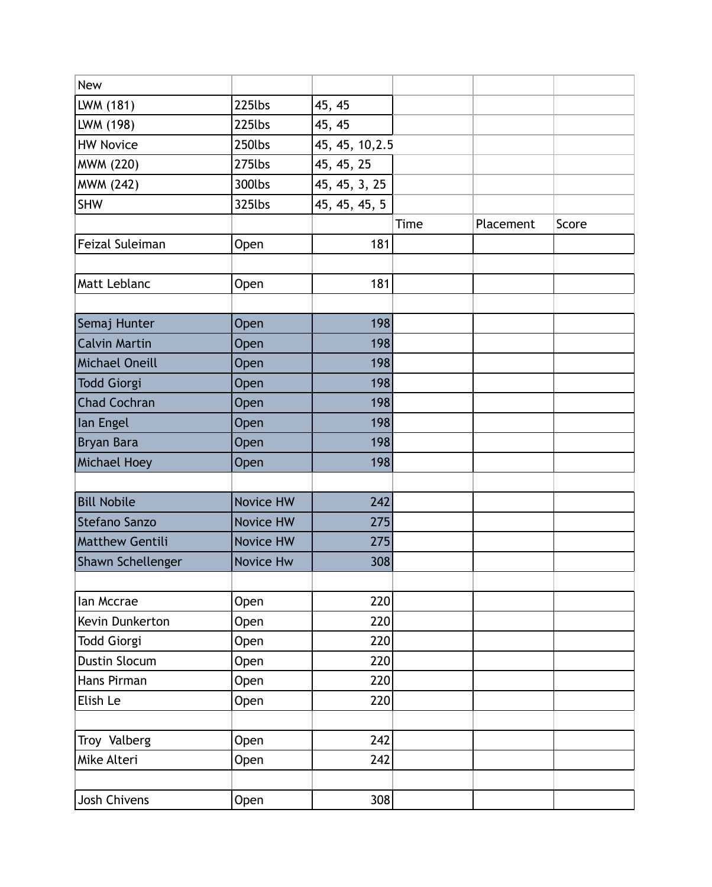| New | | | | | |
|---|---|---|---|---|---|
| LWM (181) | 225lbs | 45, 45 | | | |
| LWM (198) | 225lbs | 45, 45 | | | |
| HW Novice | 250lbs | 45, 45, 10,2.5 | | | |
| MWM (220) | 275lbs | 45, 45, 25 | | | |
| MWM (242) | 300lbs | 45, 45, 3, 25 | | | |
| SHW | 325lbs | 45, 45, 45, 5 | | | |
| | | | Time | Placement | Score |
| Feizal Suleiman | Open | 181 | | | |
| | | | | | |
| Matt Leblanc | Open | 181 | | | |
| | | | | | |
| Semaj Hunter | Open | 198 | | | |
| Calvin Martin | Open | 198 | | | |
| Michael Oneill | Open | 198 | | | |
| Todd Giorgi | Open | 198 | | | |
| Chad Cochran | Open | 198 | | | |
| Ian Engel | Open | 198 | | | |
| Bryan Bara | Open | 198 | | | |
| Michael Hoey | Open | 198 | | | |
| | | | | | |
| Bill Nobile | Novice HW | 242 | | | |
| Stefano Sanzo | Novice HW | 275 | | | |
| Matthew Gentili | Novice HW | 275 | | | |
| Shawn Schellenger | Novice Hw | 308 | | | |
| | | | | | |
| Ian Mccrae | Open | 220 | | | |
| Kevin Dunkerton | Open | 220 | | | |
| Todd Giorgi | Open | 220 | | | |
| Dustin Slocum | Open | 220 | | | |
| Hans Pirman | Open | 220 | | | |
| Elish Le | Open | 220 | | | |
| | | | | | |
| Troy Valberg | Open | 242 | | | |
| Mike Alteri | Open | 242 | | | |
| | | | | | |
| Josh Chivens | Open | 308 | | | |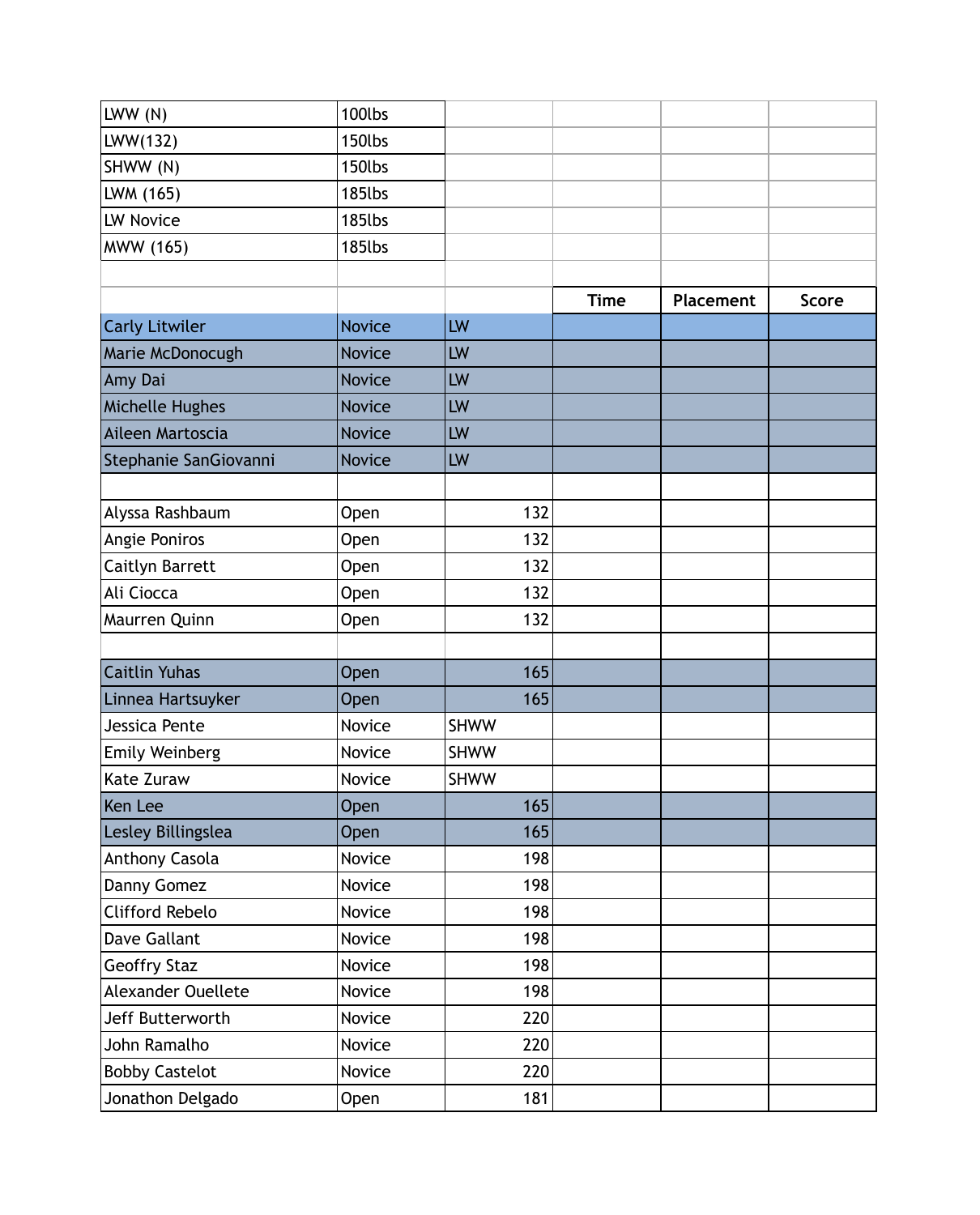| | | | | | |
|---|---|---|---|---|---|
| LWW (N) | 100lbs | | | | |
| LWW(132) | 150lbs | | | | |
| SHWW (N) | 150lbs | | | | |
| LWM (165) | 185lbs | | | | |
| LW Novice | 185lbs | | | | |
| MWW (165) | 185lbs | | | | |
| | | | | | |
| | | | Time | Placement | Score |
| Carly Litwiler | Novice | LW | | | |
| Marie McDonocugh | Novice | LW | | | |
| Amy Dai | Novice | LW | | | |
| Michelle Hughes | Novice | LW | | | |
| Aileen Martoscia | Novice | LW | | | |
| Stephanie SanGiovanni | Novice | LW | | | |
| | | | | | |
| Alyssa Rashbaum | Open | 132 | | | |
| Angie Poniros | Open | 132 | | | |
| Caitlyn Barrett | Open | 132 | | | |
| Ali Ciocca | Open | 132 | | | |
| Maurren Quinn | Open | 132 | | | |
| | | | | | |
| Caitlin Yuhas | Open | 165 | | | |
| Linnea Hartsuyker | Open | 165 | | | |
| Jessica Pente | Novice | SHWW | | | |
| Emily Weinberg | Novice | SHWW | | | |
| Kate Zuraw | Novice | SHWW | | | |
| Ken Lee | Open | 165 | | | |
| Lesley Billingslea | Open | 165 | | | |
| Anthony Casola | Novice | 198 | | | |
| Danny Gomez | Novice | 198 | | | |
| Clifford Rebelo | Novice | 198 | | | |
| Dave Gallant | Novice | 198 | | | |
| Geoffry Staz | Novice | 198 | | | |
| Alexander Ouellete | Novice | 198 | | | |
| Jeff Butterworth | Novice | 220 | | | |
| John Ramalho | Novice | 220 | | | |
| Bobby Castelot | Novice | 220 | | | |
| Jonathon Delgado | Open | 181 | | | |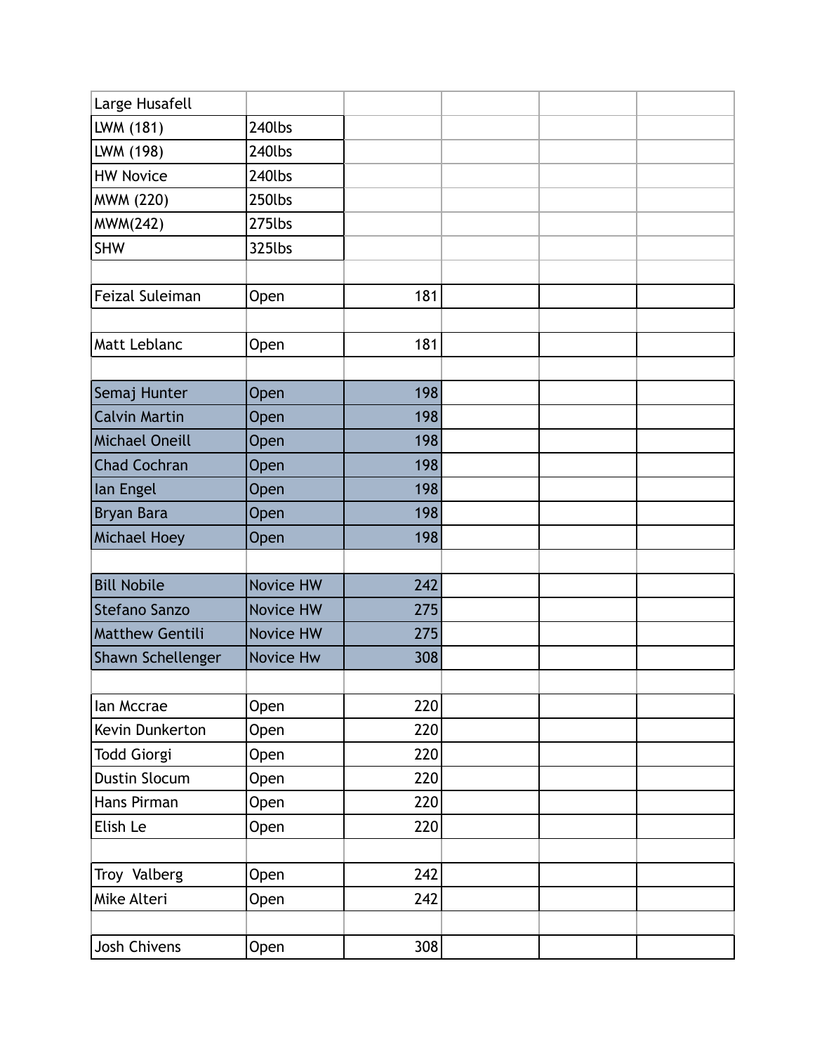| Large Husafell | | | | | |
|---|---|---|---|---|---|
| LWM (181) | 240lbs | | | | |
| LWM (198) | 240lbs | | | | |
| HW Novice | 240lbs | | | | |
| MWM (220) | 250lbs | | | | |
| MWM(242) | 275lbs | | | | |
| SHW | 325lbs | | | | |
| | | | | | |
| Feizal Suleiman | Open | 181 | | | |
| | | | | | |
| Matt Leblanc | Open | 181 | | | |
| | | | | | |
| Semaj Hunter | Open | 198 | | | |
| Calvin Martin | Open | 198 | | | |
| Michael Oneill | Open | 198 | | | |
| Chad Cochran | Open | 198 | | | |
| Ian Engel | Open | 198 | | | |
| Bryan Bara | Open | 198 | | | |
| Michael Hoey | Open | 198 | | | |
| | | | | | |
| Bill Nobile | Novice HW | 242 | | | |
| Stefano Sanzo | Novice HW | 275 | | | |
| Matthew Gentili | Novice HW | 275 | | | |
| Shawn Schellenger | Novice Hw | 308 | | | |
| | | | | | |
| Ian Mccrae | Open | 220 | | | |
| Kevin Dunkerton | Open | 220 | | | |
| Todd Giorgi | Open | 220 | | | |
| Dustin Slocum | Open | 220 | | | |
| Hans Pirman | Open | 220 | | | |
| Elish Le | Open | 220 | | | |
| | | | | | |
| Troy Valberg | Open | 242 | | | |
| Mike Alteri | Open | 242 | | | |
| | | | | | |
| Josh Chivens | Open | 308 | | | |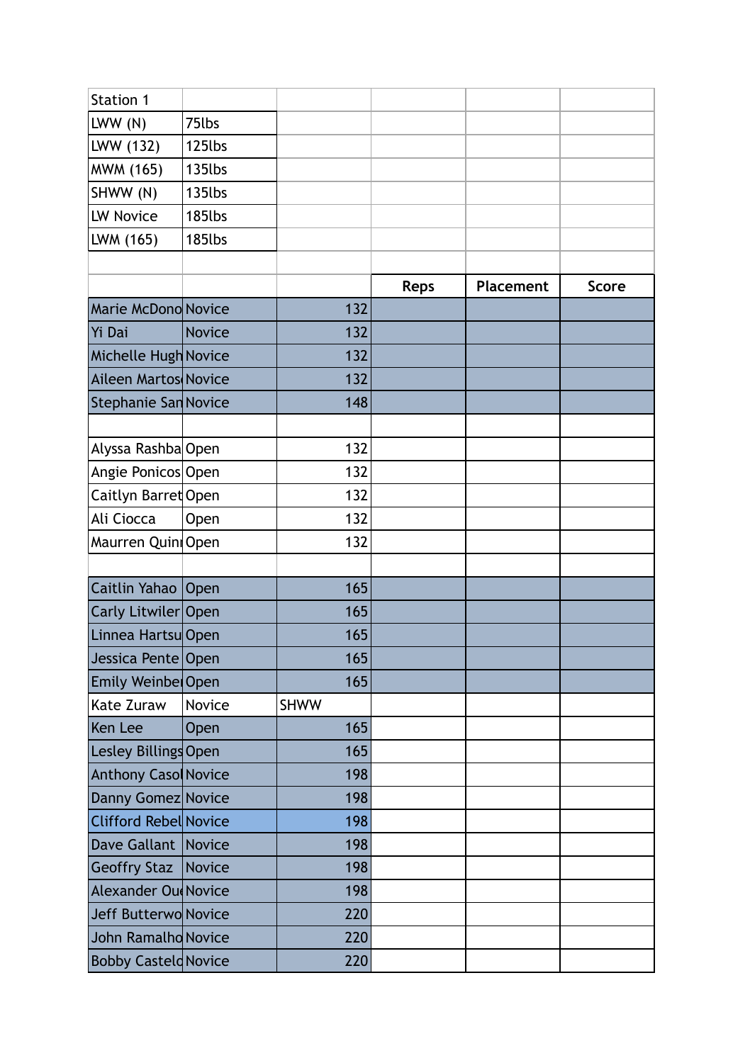| Station 1 | | | | | |
|---|---|---|---|---|---|
| LWW (N) | 75lbs | | | | |
| LWW (132) | 125lbs | | | | |
| MWM (165) | 135lbs | | | | |
| SHWW (N) | 135lbs | | | | |
| LW Novice | 185lbs | | | | |
| LWM (165) | 185lbs | | | | |
| | | | | | |
| | | | Reps | Placement | Score |
| Marie McDono | Novice | 132 | | | |
| Yi Dai | Novice | 132 | | | |
| Michelle Hugh | Novice | 132 | | | |
| Aileen Martos | Novice | 132 | | | |
| Stephanie San | Novice | 148 | | | |
| | | | | | |
| Alyssa Rashba | Open | 132 | | | |
| Angie Ponicos | Open | 132 | | | |
| Caitlyn Barret | Open | 132 | | | |
| Ali Ciocca | Open | 132 | | | |
| Maurren Quin | Open | 132 | | | |
| | | | | | |
| Caitlin Yahao | Open | 165 | | | |
| Carly Litwiler | Open | 165 | | | |
| Linnea Hartsu | Open | 165 | | | |
| Jessica Pente | Open | 165 | | | |
| Emily Weinbe | Open | 165 | | | |
| Kate Zuraw | Novice | SHWW | | | |
| Ken Lee | Open | 165 | | | |
| Lesley Billings | Open | 165 | | | |
| Anthony Casol | Novice | 198 | | | |
| Danny Gomez | Novice | 198 | | | |
| Clifford Rebel | Novice | 198 | | | |
| Dave Gallant | Novice | 198 | | | |
| Geoffry Staz | Novice | 198 | | | |
| Alexander Ou | Novice | 198 | | | |
| Jeff Butterwo | Novice | 220 | | | |
| John Ramalho | Novice | 220 | | | |
| Bobby Castelo | Novice | 220 | | | |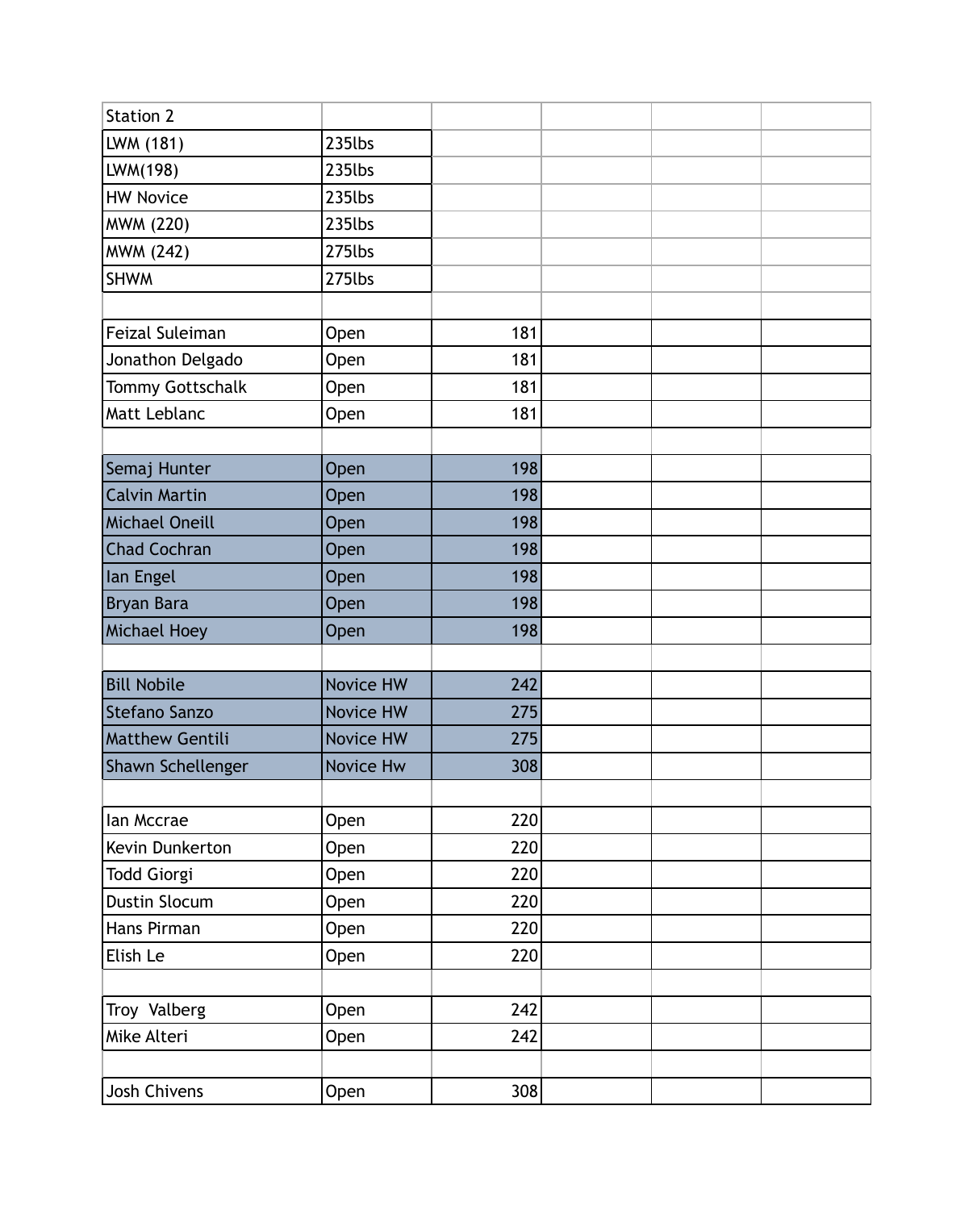| | | | | | |
|---|---|---|---|---|---|
| Station 2 | | | | | |
| LWM (181) | 235lbs | | | | |
| LWM(198) | 235lbs | | | | |
| HW Novice | 235lbs | | | | |
| MWM (220) | 235lbs | | | | |
| MWM (242) | 275lbs | | | | |
| SHWM | 275lbs | | | | |
| | | | | | |
| Feizal Suleiman | Open | 181 | | | |
| Jonathon Delgado | Open | 181 | | | |
| Tommy Gottschalk | Open | 181 | | | |
| Matt Leblanc | Open | 181 | | | |
| | | | | | |
| Semaj Hunter | Open | 198 | | | |
| Calvin Martin | Open | 198 | | | |
| Michael Oneill | Open | 198 | | | |
| Chad Cochran | Open | 198 | | | |
| Ian Engel | Open | 198 | | | |
| Bryan Bara | Open | 198 | | | |
| Michael Hoey | Open | 198 | | | |
| | | | | | |
| Bill Nobile | Novice HW | 242 | | | |
| Stefano Sanzo | Novice HW | 275 | | | |
| Matthew Gentili | Novice HW | 275 | | | |
| Shawn Schellenger | Novice Hw | 308 | | | |
| | | | | | |
| Ian Mccrae | Open | 220 | | | |
| Kevin Dunkerton | Open | 220 | | | |
| Todd Giorgi | Open | 220 | | | |
| Dustin Slocum | Open | 220 | | | |
| Hans Pirman | Open | 220 | | | |
| Elish Le | Open | 220 | | | |
| | | | | | |
| Troy  Valberg | Open | 242 | | | |
| Mike Alteri | Open | 242 | | | |
| | | | | | |
| Josh Chivens | Open | 308 | | | |